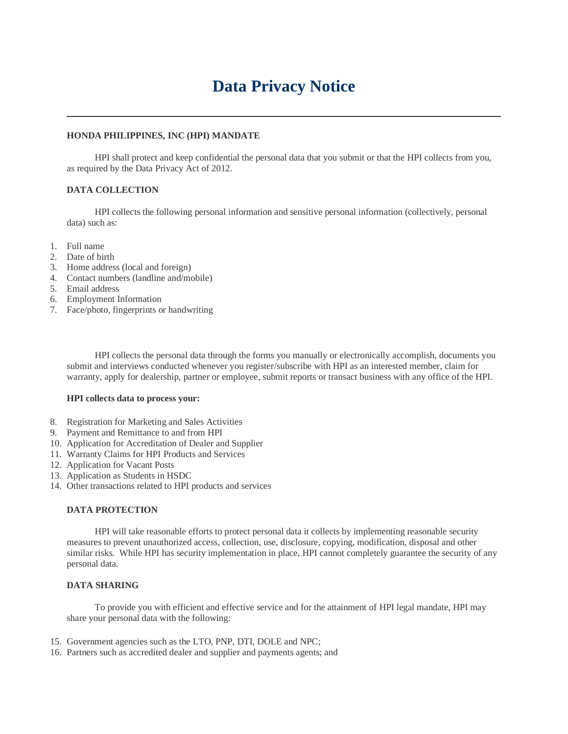# Data Privacy Notice

---

**HONDA PHILIPPINES, INC (HPI) MANDATE**

HPI shall protect and keep confidential the personal data that you submit or that the HPI collects from you, as required by the Data Privacy Act of 2012.

**DATA COLLECTION**

HPI collects the following personal information and sensitive personal information (collectively, personal data) such as:

1. Full name
2. Date of birth
3. Home address (local and foreign)
4. Contact numbers (landline and/mobile)
5. Email address
6. Employment Information
7. Face/photo, fingerprints or handwriting

HPI collects the personal data through the forms you manually or electronically accomplish, documents you submit and interviews conducted whenever you register/subscribe with HPI as an interested member, claim for warranty, apply for dealership, partner or employee, submit reports or transact business with any office of the HPI.

**HPI collects data to process your:**

8. Registration for Marketing and Sales Activities
9. Payment and Remittance to and from HPI
10. Application for Accreditation of Dealer and Supplier
11. Warranty Claims for HPI Products and Services
12. Application for Vacant Posts
13. Application as Students in HSDC
14. Other transactions related to HPI products and services

**DATA PROTECTION**

HPI will take reasonable efforts to protect personal data it collects by implementing reasonable security measures to prevent unauthorized access, collection, use, disclosure, copying, modification, disposal and other similar risks. While HPI has security implementation in place, HPI cannot completely guarantee the security of any personal data.

**DATA SHARING**

To provide you with efficient and effective service and for the attainment of HPI legal mandate, HPI may share your personal data with the following:

15. Government agencies such as the LTO, PNP, DTI, DOLE and NPC;
16. Partners such as accredited dealer and supplier and payments agents; and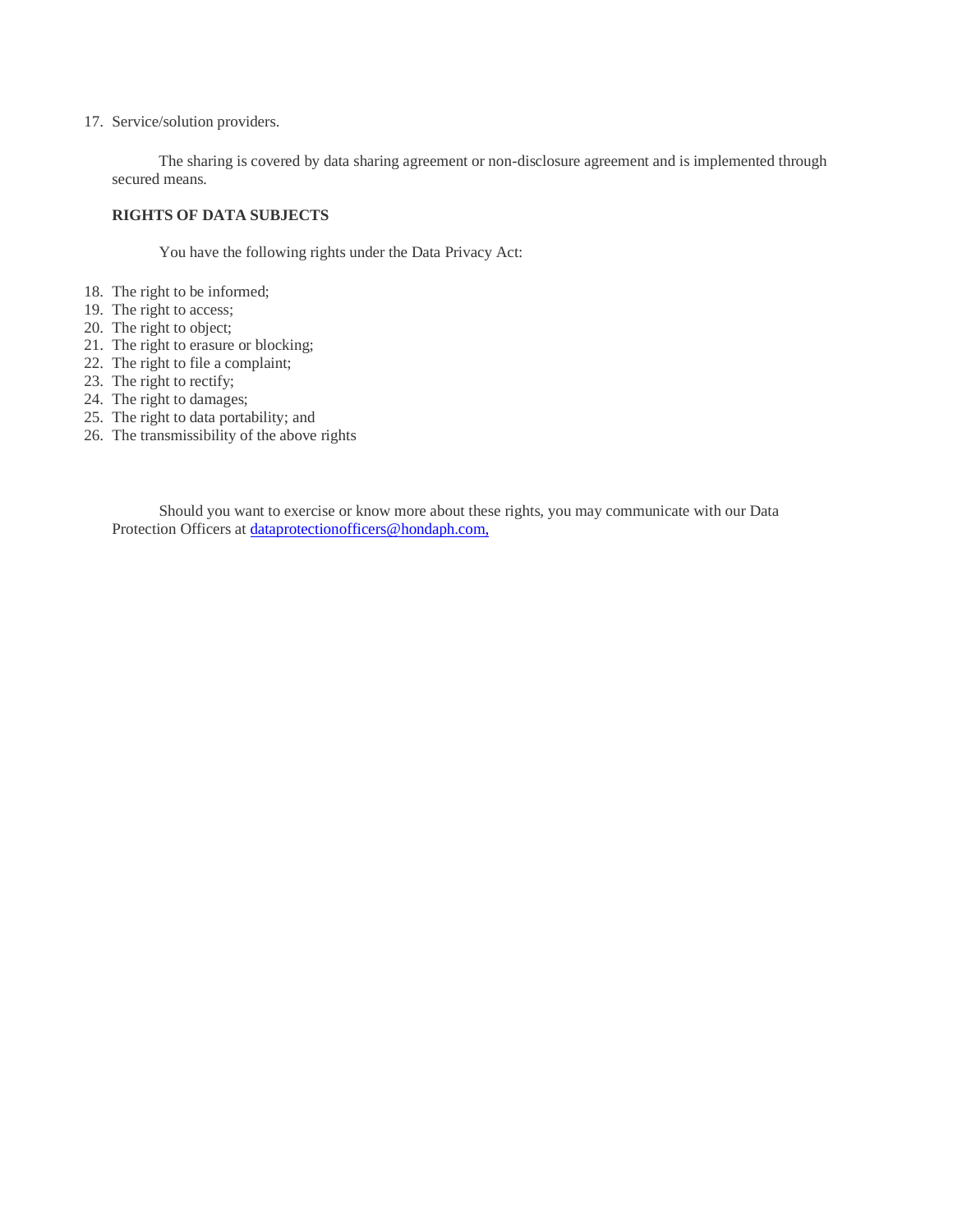17. Service/solution providers.

The sharing is covered by data sharing agreement or non-disclosure agreement and is implemented through secured means.

**RIGHTS OF DATA SUBJECTS**

You have the following rights under the Data Privacy Act:

18. The right to be informed;
19. The right to access;
20. The right to object;
21. The right to erasure or blocking;
22. The right to file a complaint;
23. The right to rectify;
24. The right to damages;
25. The right to data portability; and
26. The transmissibility of the above rights

Should you want to exercise or know more about these rights, you may communicate with our Data Protection Officers at dataprotectionofficers@hondaph.com,